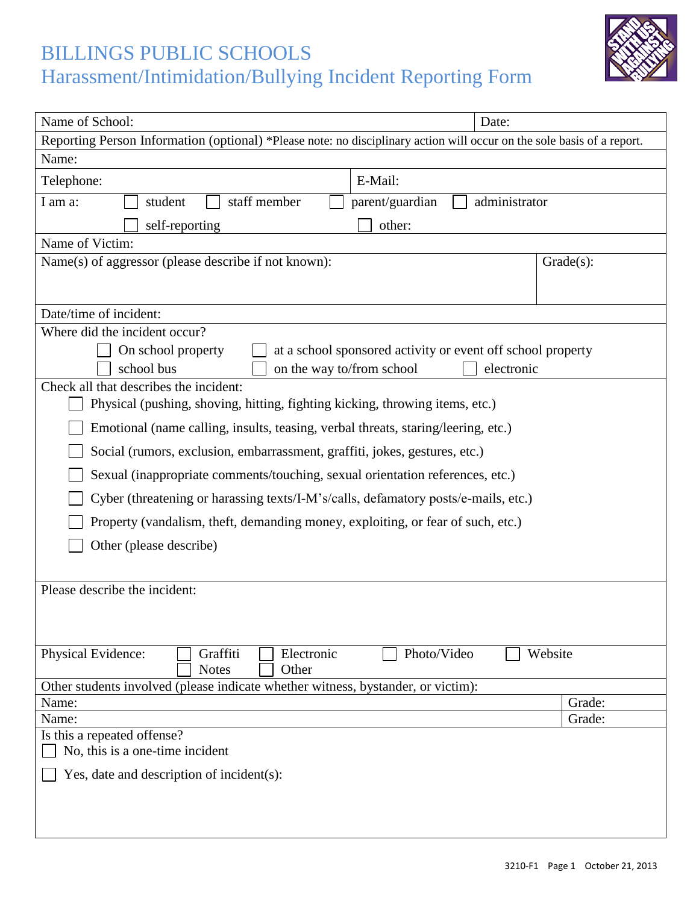# BILLINGS PUBLIC SCHOOLS
## Harassment/Intimidation/Bullying Incident Reporting Form

| Name of School: | Date: |
|---|---|

Reporting Person Information (optional) *Please note: no disciplinary action will occur on the sole basis of a report.

| Name: | |
|---|---|
| Telephone: | E-Mail: |

I am a: ☐ student ☐ staff member ☐ parent/guardian ☐ administrator ☐ self-reporting ☐ other:

Name of Victim:

| Name(s) of aggressor (please describe if not known): | Grade(s): |
|---|---|

Date/time of incident:

Where did the incident occur?

☐ On school property ☐ at a school sponsored activity or event off school property
☐ school bus ☐ on the way to/from school ☐ electronic

Check all that describes the incident:

- ☐ Physical (pushing, shoving, hitting, fighting kicking, throwing items, etc.)
- ☐ Emotional (name calling, insults, teasing, verbal threats, staring/leering, etc.)
- ☐ Social (rumors, exclusion, embarrassment, graffiti, jokes, gestures, etc.)
- ☐ Sexual (inappropriate comments/touching, sexual orientation references, etc.)
- ☐ Cyber (threatening or harassing texts/I-M's/calls, defamatory posts/e-mails, etc.)
- ☐ Property (vandalism, theft, demanding money, exploiting, or fear of such, etc.)
- ☐ Other (please describe)

Please describe the incident:

Physical Evidence: ☐ Graffiti ☐ Electronic ☐ Photo/Video ☐ Website ☐ Notes ☐ Other

Other students involved (please indicate whether witness, bystander, or victim):

| Name: | Grade: |
|---|---|
| Name: | Grade: |

Is this a repeated offense?

☐ No, this is a one-time incident

☐ Yes, date and description of incident(s):

3210-F1 October 21, 2013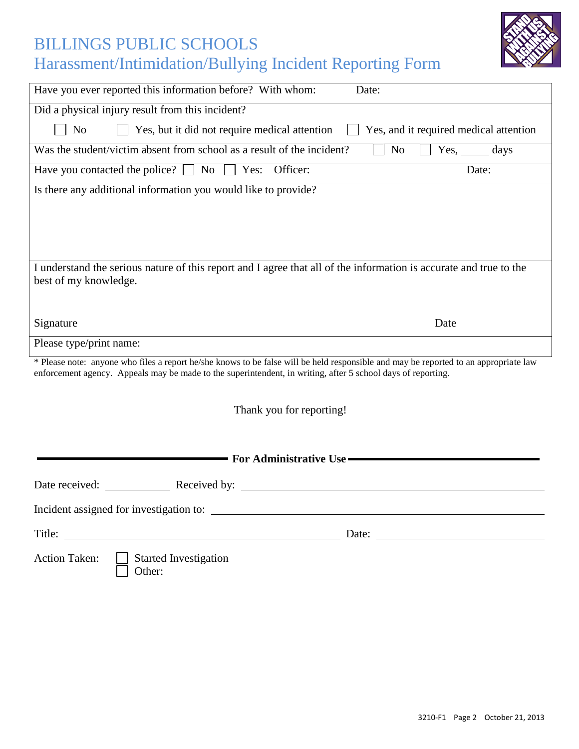# BILLINGS PUBLIC SCHOOLS
## Harassment/Intimidation/Bullying Incident Reporting Form

| | |
|---|---|
| Have you ever reported this information before? With whom: | Date: |
| Did a physical injury result from this incident? ☐ No ☐ Yes, but it did not require medical attention ☐ Yes, and it required medical attention | |
| Was the student/victim absent from school as a result of the incident? ☐ No ☐ Yes, _____ days | |
| Have you contacted the police? ☐ No ☐ Yes: Officer: | Date: |
| Is there any additional information you would like to provide? | |
| I understand the serious nature of this report and I agree that all of the information is accurate and true to the best of my knowledge. Signature | Date |
| Please type/print name: | |

* Please note: anyone who files a report he/she knows to be false will be held responsible and may be reported to an appropriate law enforcement agency. Appeals may be made to the superintendent, in writing, after 5 school days of reporting.

Thank you for reporting!

---

**For Administrative Use**

Date received: __________ Received by: ______________________________

Incident assigned for investigation to: ______________________________

Title: ______________________________ Date: ______________________________

Action Taken: ☐ Started Investigation
☐ Other:

3210-F1 Page 2 October 21, 2013